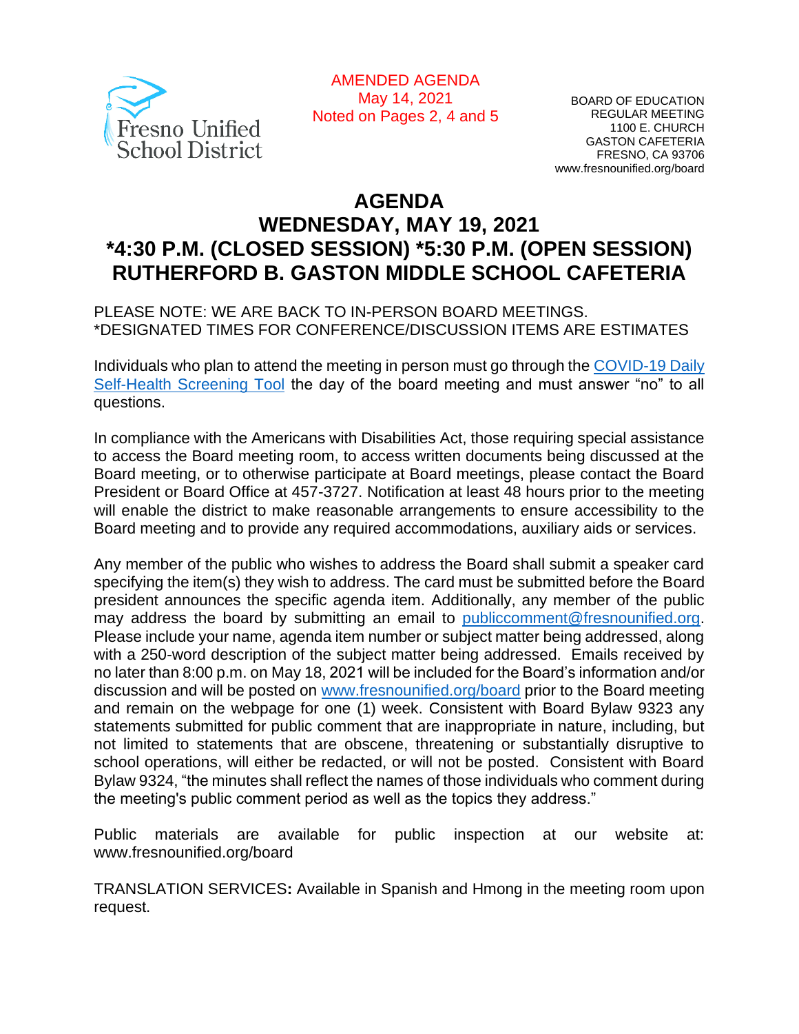Fresno Unified School District

AMENDED AGENDA
May 14, 2021
Noted on Pages 2, 4 and 5

BOARD OF EDUCATION
REGULAR MEETING
1100 E. CHURCH
GASTON CAFETERIA
FRESNO, CA 93706
www.fresnounified.org/board

# AGENDA
# WEDNESDAY, MAY 19, 2021
# *4:30 P.M. (CLOSED SESSION) *5:30 P.M. (OPEN SESSION)
# RUTHERFORD B. GASTON MIDDLE SCHOOL CAFETERIA

PLEASE NOTE: WE ARE BACK TO IN-PERSON BOARD MEETINGS.
*DESIGNATED TIMES FOR CONFERENCE/DISCUSSION ITEMS ARE ESTIMATES

Individuals who plan to attend the meeting in person must go through the COVID-19 Daily Self-Health Screening Tool the day of the board meeting and must answer "no" to all questions.

In compliance with the Americans with Disabilities Act, those requiring special assistance to access the Board meeting room, to access written documents being discussed at the Board meeting, or to otherwise participate at Board meetings, please contact the Board President or Board Office at 457-3727. Notification at least 48 hours prior to the meeting will enable the district to make reasonable arrangements to ensure accessibility to the Board meeting and to provide any required accommodations, auxiliary aids or services.

Any member of the public who wishes to address the Board shall submit a speaker card specifying the item(s) they wish to address. The card must be submitted before the Board president announces the specific agenda item. Additionally, any member of the public may address the board by submitting an email to publiccomment@fresnounified.org. Please include your name, agenda item number or subject matter being addressed, along with a 250-word description of the subject matter being addressed. Emails received by no later than 8:00 p.m. on May 18, 2021 will be included for the Board's information and/or discussion and will be posted on www.fresnounified.org/board prior to the Board meeting and remain on the webpage for one (1) week. Consistent with Board Bylaw 9323 any statements submitted for public comment that are inappropriate in nature, including, but not limited to statements that are obscene, threatening or substantially disruptive to school operations, will either be redacted, or will not be posted. Consistent with Board Bylaw 9324, "the minutes shall reflect the names of those individuals who comment during the meeting's public comment period as well as the topics they address."

Public materials are available for public inspection at our website at: www.fresnounified.org/board

TRANSLATION SERVICES**:** Available in Spanish and Hmong in the meeting room upon request.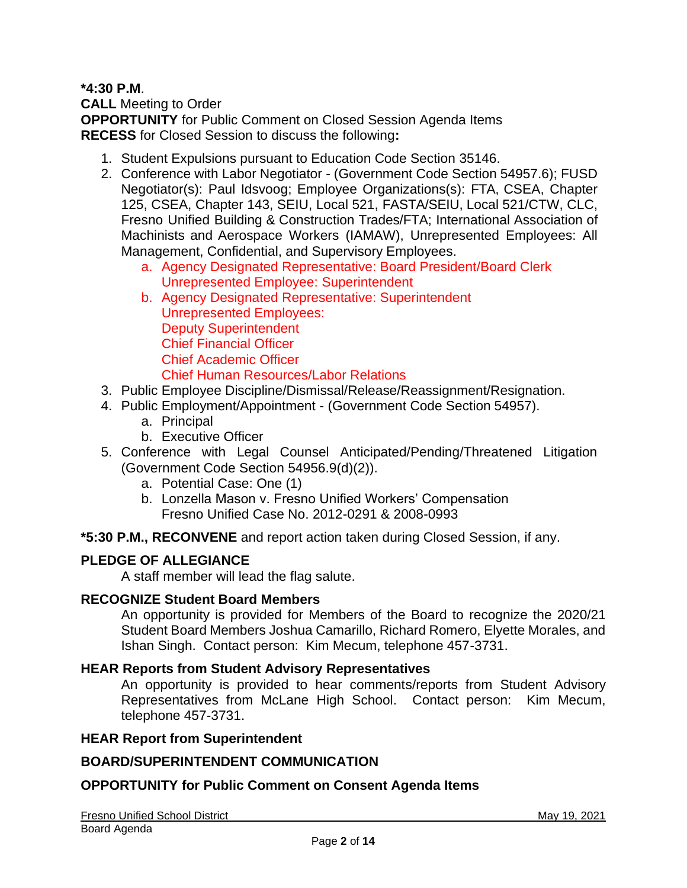**\*4:30 P.M**.
**CALL** Meeting to Order
**OPPORTUNITY** for Public Comment on Closed Session Agenda Items
**RECESS** for Closed Session to discuss the following**:**

1. Student Expulsions pursuant to Education Code Section 35146.
2. Conference with Labor Negotiator - (Government Code Section 54957.6); FUSD Negotiator(s): Paul Idsvoog; Employee Organizations(s): FTA, CSEA, Chapter 125, CSEA, Chapter 143, SEIU, Local 521, FASTA/SEIU, Local 521/CTW, CLC, Fresno Unified Building & Construction Trades/FTA; International Association of Machinists and Aerospace Workers (IAMAW), Unrepresented Employees: All Management, Confidential, and Supervisory Employees.
   a. Agency Designated Representative: Board President/Board Clerk
      Unrepresented Employee: Superintendent
   b. Agency Designated Representative: Superintendent
      Unrepresented Employees:
      Deputy Superintendent
      Chief Financial Officer
      Chief Academic Officer
      Chief Human Resources/Labor Relations
3. Public Employee Discipline/Dismissal/Release/Reassignment/Resignation.
4. Public Employment/Appointment - (Government Code Section 54957).
   a. Principal
   b. Executive Officer
5. Conference with Legal Counsel Anticipated/Pending/Threatened Litigation (Government Code Section 54956.9(d)(2)).
   a. Potential Case: One (1)
   b. Lonzella Mason v. Fresno Unified Workers' Compensation
      Fresno Unified Case No. 2012-0291 & 2008-0993

**\*5:30 P.M., RECONVENE** and report action taken during Closed Session, if any.

**PLEDGE OF ALLEGIANCE**

A staff member will lead the flag salute.

**RECOGNIZE Student Board Members**

An opportunity is provided for Members of the Board to recognize the 2020/21 Student Board Members Joshua Camarillo, Richard Romero, Elyette Morales, and Ishan Singh. Contact person: Kim Mecum, telephone 457-3731.

**HEAR Reports from Student Advisory Representatives**

An opportunity is provided to hear comments/reports from Student Advisory Representatives from McLane High School. Contact person: Kim Mecum, telephone 457-3731.

**HEAR Report from Superintendent**

**BOARD/SUPERINTENDENT COMMUNICATION**

**OPPORTUNITY for Public Comment on Consent Agenda Items**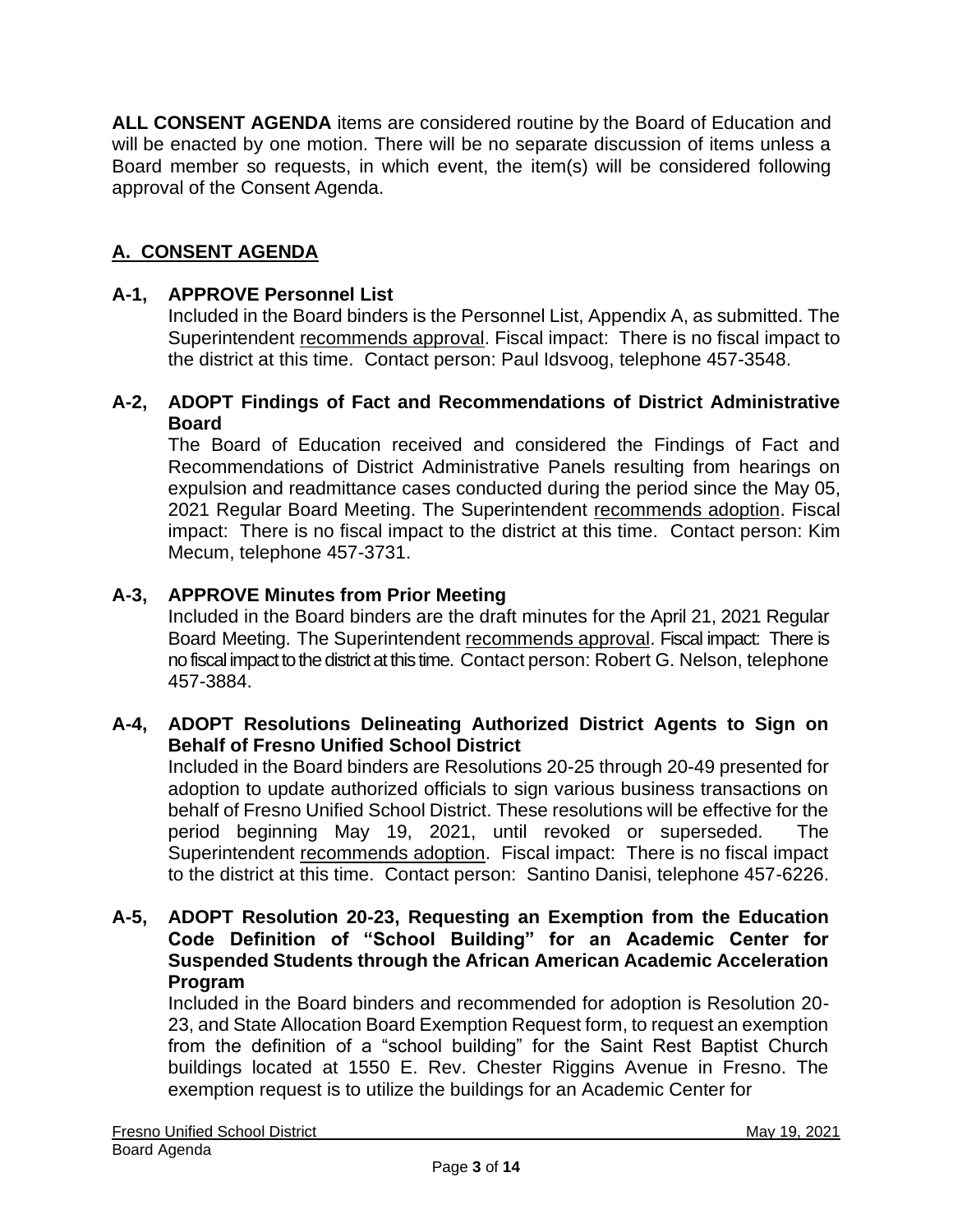**ALL CONSENT AGENDA** items are considered routine by the Board of Education and will be enacted by one motion. There will be no separate discussion of items unless a Board member so requests, in which event, the item(s) will be considered following approval of the Consent Agenda.

## A. CONSENT AGENDA

### A-1, APPROVE Personnel List

Included in the Board binders is the Personnel List, Appendix A, as submitted. The Superintendent recommends approval. Fiscal impact: There is no fiscal impact to the district at this time. Contact person: Paul Idsvoog, telephone 457-3548.

### A-2, ADOPT Findings of Fact and Recommendations of District Administrative Board

The Board of Education received and considered the Findings of Fact and Recommendations of District Administrative Panels resulting from hearings on expulsion and readmittance cases conducted during the period since the May 05, 2021 Regular Board Meeting. The Superintendent recommends adoption. Fiscal impact: There is no fiscal impact to the district at this time. Contact person: Kim Mecum, telephone 457-3731.

### A-3, APPROVE Minutes from Prior Meeting

Included in the Board binders are the draft minutes for the April 21, 2021 Regular Board Meeting. The Superintendent recommends approval. Fiscal impact: There is no fiscal impact to the district at this time. Contact person: Robert G. Nelson, telephone 457-3884.

### A-4, ADOPT Resolutions Delineating Authorized District Agents to Sign on Behalf of Fresno Unified School District

Included in the Board binders are Resolutions 20-25 through 20-49 presented for adoption to update authorized officials to sign various business transactions on behalf of Fresno Unified School District. These resolutions will be effective for the period beginning May 19, 2021, until revoked or superseded. The Superintendent recommends adoption. Fiscal impact: There is no fiscal impact to the district at this time. Contact person: Santino Danisi, telephone 457-6226.

### A-5, ADOPT Resolution 20-23, Requesting an Exemption from the Education Code Definition of "School Building" for an Academic Center for Suspended Students through the African American Academic Acceleration Program

Included in the Board binders and recommended for adoption is Resolution 20-23, and State Allocation Board Exemption Request form, to request an exemption from the definition of a "school building" for the Saint Rest Baptist Church buildings located at 1550 E. Rev. Chester Riggins Avenue in Fresno. The exemption request is to utilize the buildings for an Academic Center for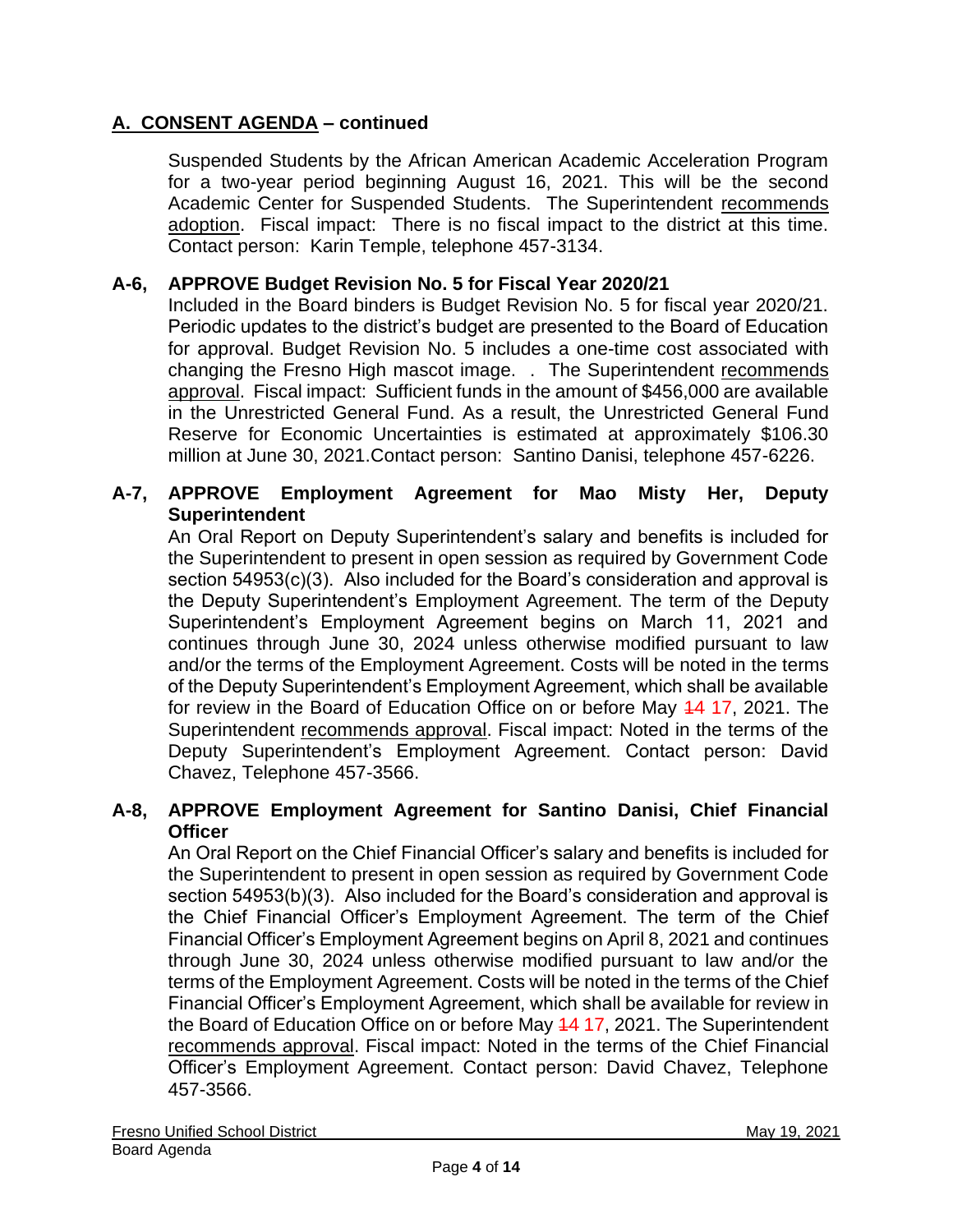## A. CONSENT AGENDA – continued

Suspended Students by the African American Academic Acceleration Program for a two-year period beginning August 16, 2021. This will be the second Academic Center for Suspended Students. The Superintendent recommends adoption. Fiscal impact: There is no fiscal impact to the district at this time. Contact person: Karin Temple, telephone 457-3134.

### A-6, APPROVE Budget Revision No. 5 for Fiscal Year 2020/21

Included in the Board binders is Budget Revision No. 5 for fiscal year 2020/21. Periodic updates to the district's budget are presented to the Board of Education for approval. Budget Revision No. 5 includes a one-time cost associated with changing the Fresno High mascot image. . The Superintendent recommends approval. Fiscal impact: Sufficient funds in the amount of $456,000 are available in the Unrestricted General Fund. As a result, the Unrestricted General Fund Reserve for Economic Uncertainties is estimated at approximately $106.30 million at June 30, 2021.Contact person: Santino Danisi, telephone 457-6226.

### A-7, APPROVE Employment Agreement for Mao Misty Her, Deputy Superintendent

An Oral Report on Deputy Superintendent's salary and benefits is included for the Superintendent to present in open session as required by Government Code section 54953(c)(3). Also included for the Board's consideration and approval is the Deputy Superintendent's Employment Agreement. The term of the Deputy Superintendent's Employment Agreement begins on March 11, 2021 and continues through June 30, 2024 unless otherwise modified pursuant to law and/or the terms of the Employment Agreement. Costs will be noted in the terms of the Deputy Superintendent's Employment Agreement, which shall be available for review in the Board of Education Office on or before May ~~14~~ 17, 2021. The Superintendent recommends approval. Fiscal impact: Noted in the terms of the Deputy Superintendent's Employment Agreement. Contact person: David Chavez, Telephone 457-3566.

### A-8, APPROVE Employment Agreement for Santino Danisi, Chief Financial Officer

An Oral Report on the Chief Financial Officer's salary and benefits is included for the Superintendent to present in open session as required by Government Code section 54953(b)(3). Also included for the Board's consideration and approval is the Chief Financial Officer's Employment Agreement. The term of the Chief Financial Officer's Employment Agreement begins on April 8, 2021 and continues through June 30, 2024 unless otherwise modified pursuant to law and/or the terms of the Employment Agreement. Costs will be noted in the terms of the Chief Financial Officer's Employment Agreement, which shall be available for review in the Board of Education Office on or before May ~~14~~ 17, 2021. The Superintendent recommends approval. Fiscal impact: Noted in the terms of the Chief Financial Officer's Employment Agreement. Contact person: David Chavez, Telephone 457-3566.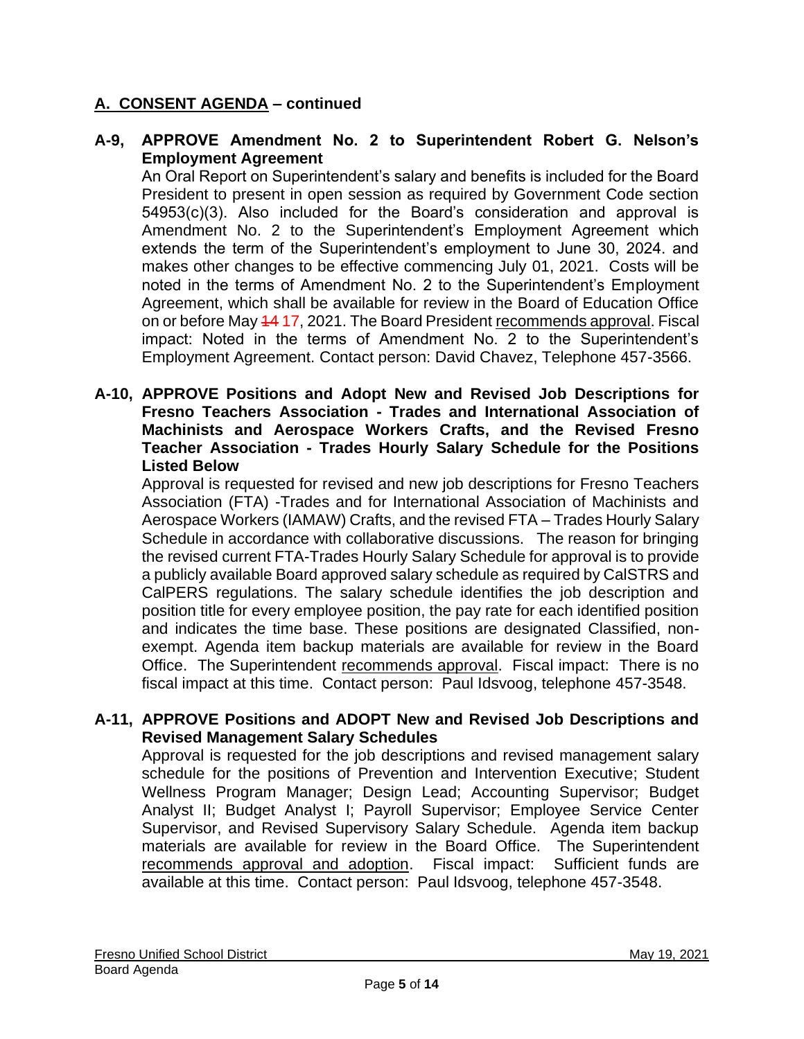## A. CONSENT AGENDA – continued

**A-9, APPROVE Amendment No. 2 to Superintendent Robert G. Nelson's Employment Agreement**

An Oral Report on Superintendent's salary and benefits is included for the Board President to present in open session as required by Government Code section 54953(c)(3). Also included for the Board's consideration and approval is Amendment No. 2 to the Superintendent's Employment Agreement which extends the term of the Superintendent's employment to June 30, 2024. and makes other changes to be effective commencing July 01, 2021. Costs will be noted in the terms of Amendment No. 2 to the Superintendent's Employment Agreement, which shall be available for review in the Board of Education Office on or before May ~~14~~ 17, 2021. The Board President recommends approval. Fiscal impact: Noted in the terms of Amendment No. 2 to the Superintendent's Employment Agreement. Contact person: David Chavez, Telephone 457-3566.

**A-10, APPROVE Positions and Adopt New and Revised Job Descriptions for Fresno Teachers Association - Trades and International Association of Machinists and Aerospace Workers Crafts, and the Revised Fresno Teacher Association - Trades Hourly Salary Schedule for the Positions Listed Below**

Approval is requested for revised and new job descriptions for Fresno Teachers Association (FTA) -Trades and for International Association of Machinists and Aerospace Workers (IAMAW) Crafts, and the revised FTA – Trades Hourly Salary Schedule in accordance with collaborative discussions. The reason for bringing the revised current FTA-Trades Hourly Salary Schedule for approval is to provide a publicly available Board approved salary schedule as required by CalSTRS and CalPERS regulations. The salary schedule identifies the job description and position title for every employee position, the pay rate for each identified position and indicates the time base. These positions are designated Classified, non-exempt. Agenda item backup materials are available for review in the Board Office. The Superintendent recommends approval. Fiscal impact: There is no fiscal impact at this time. Contact person: Paul Idsvoog, telephone 457-3548.

**A-11, APPROVE Positions and ADOPT New and Revised Job Descriptions and Revised Management Salary Schedules**

Approval is requested for the job descriptions and revised management salary schedule for the positions of Prevention and Intervention Executive; Student Wellness Program Manager; Design Lead; Accounting Supervisor; Budget Analyst II; Budget Analyst I; Payroll Supervisor; Employee Service Center Supervisor, and Revised Supervisory Salary Schedule. Agenda item backup materials are available for review in the Board Office. The Superintendent recommends approval and adoption. Fiscal impact: Sufficient funds are available at this time. Contact person: Paul Idsvoog, telephone 457-3548.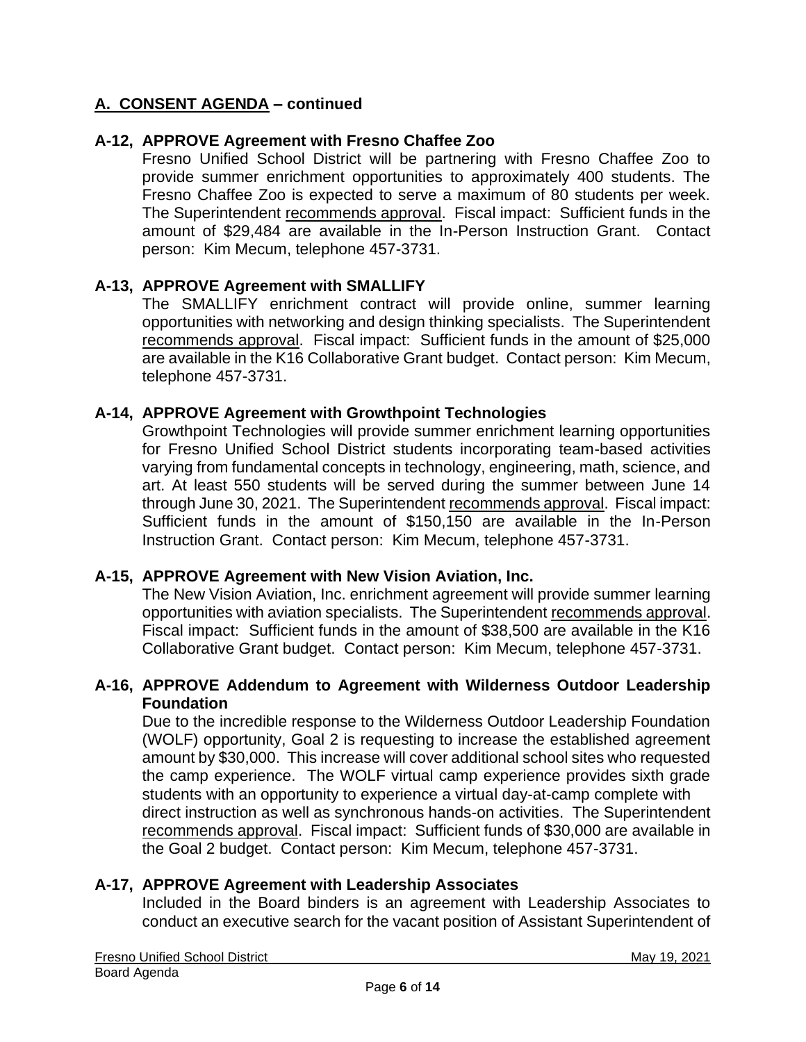## A. CONSENT AGENDA – continued

### A-12, APPROVE Agreement with Fresno Chaffee Zoo

Fresno Unified School District will be partnering with Fresno Chaffee Zoo to provide summer enrichment opportunities to approximately 400 students. The Fresno Chaffee Zoo is expected to serve a maximum of 80 students per week. The Superintendent recommends approval. Fiscal impact: Sufficient funds in the amount of $29,484 are available in the In-Person Instruction Grant. Contact person: Kim Mecum, telephone 457-3731.

### A-13, APPROVE Agreement with SMALLIFY

The SMALLIFY enrichment contract will provide online, summer learning opportunities with networking and design thinking specialists. The Superintendent recommends approval. Fiscal impact: Sufficient funds in the amount of $25,000 are available in the K16 Collaborative Grant budget. Contact person: Kim Mecum, telephone 457-3731.

### A-14, APPROVE Agreement with Growthpoint Technologies

Growthpoint Technologies will provide summer enrichment learning opportunities for Fresno Unified School District students incorporating team-based activities varying from fundamental concepts in technology, engineering, math, science, and art. At least 550 students will be served during the summer between June 14 through June 30, 2021. The Superintendent recommends approval. Fiscal impact: Sufficient funds in the amount of $150,150 are available in the In-Person Instruction Grant. Contact person: Kim Mecum, telephone 457-3731.

### A-15, APPROVE Agreement with New Vision Aviation, Inc.

The New Vision Aviation, Inc. enrichment agreement will provide summer learning opportunities with aviation specialists. The Superintendent recommends approval. Fiscal impact: Sufficient funds in the amount of $38,500 are available in the K16 Collaborative Grant budget. Contact person: Kim Mecum, telephone 457-3731.

### A-16, APPROVE Addendum to Agreement with Wilderness Outdoor Leadership Foundation

Due to the incredible response to the Wilderness Outdoor Leadership Foundation (WOLF) opportunity, Goal 2 is requesting to increase the established agreement amount by $30,000. This increase will cover additional school sites who requested the camp experience. The WOLF virtual camp experience provides sixth grade students with an opportunity to experience a virtual day-at-camp complete with direct instruction as well as synchronous hands-on activities. The Superintendent recommends approval. Fiscal impact: Sufficient funds of $30,000 are available in the Goal 2 budget. Contact person: Kim Mecum, telephone 457-3731.

### A-17, APPROVE Agreement with Leadership Associates

Included in the Board binders is an agreement with Leadership Associates to conduct an executive search for the vacant position of Assistant Superintendent of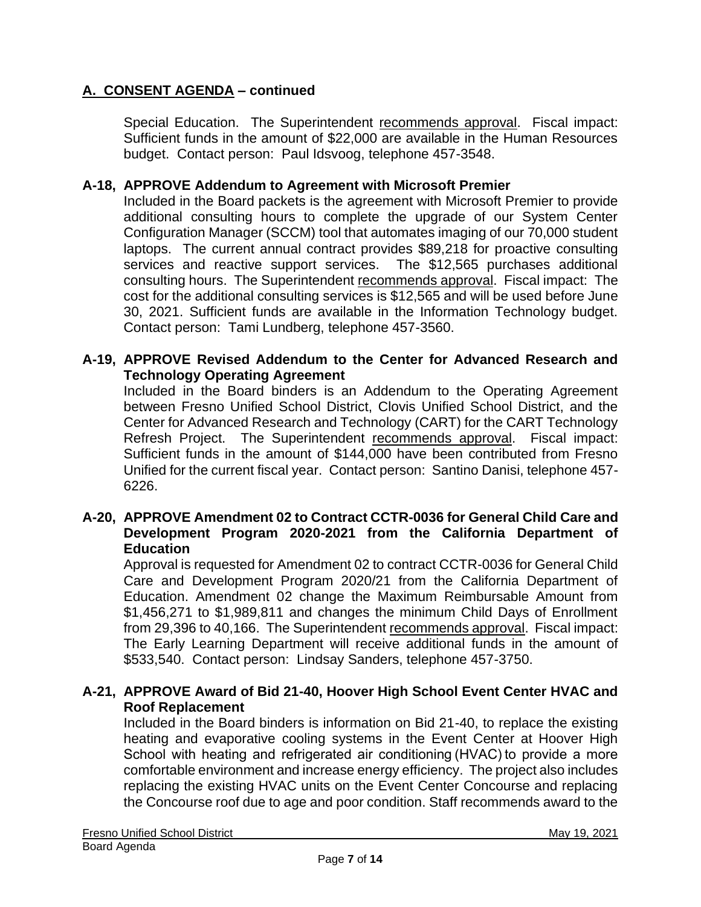## A. CONSENT AGENDA – continued

Special Education. The Superintendent recommends approval. Fiscal impact: Sufficient funds in the amount of $22,000 are available in the Human Resources budget. Contact person: Paul Idsvoog, telephone 457-3548.

### A-18, APPROVE Addendum to Agreement with Microsoft Premier

Included in the Board packets is the agreement with Microsoft Premier to provide additional consulting hours to complete the upgrade of our System Center Configuration Manager (SCCM) tool that automates imaging of our 70,000 student laptops. The current annual contract provides $89,218 for proactive consulting services and reactive support services. The $12,565 purchases additional consulting hours. The Superintendent recommends approval. Fiscal impact: The cost for the additional consulting services is $12,565 and will be used before June 30, 2021. Sufficient funds are available in the Information Technology budget. Contact person: Tami Lundberg, telephone 457-3560.

### A-19, APPROVE Revised Addendum to the Center for Advanced Research and Technology Operating Agreement

Included in the Board binders is an Addendum to the Operating Agreement between Fresno Unified School District, Clovis Unified School District, and the Center for Advanced Research and Technology (CART) for the CART Technology Refresh Project. The Superintendent recommends approval. Fiscal impact: Sufficient funds in the amount of $144,000 have been contributed from Fresno Unified for the current fiscal year. Contact person: Santino Danisi, telephone 457-6226.

### A-20, APPROVE Amendment 02 to Contract CCTR-0036 for General Child Care and Development Program 2020-2021 from the California Department of Education

Approval is requested for Amendment 02 to contract CCTR-0036 for General Child Care and Development Program 2020/21 from the California Department of Education. Amendment 02 change the Maximum Reimbursable Amount from $1,456,271 to $1,989,811 and changes the minimum Child Days of Enrollment from 29,396 to 40,166. The Superintendent recommends approval. Fiscal impact: The Early Learning Department will receive additional funds in the amount of $533,540. Contact person: Lindsay Sanders, telephone 457-3750.

### A-21, APPROVE Award of Bid 21-40, Hoover High School Event Center HVAC and Roof Replacement

Included in the Board binders is information on Bid 21-40, to replace the existing heating and evaporative cooling systems in the Event Center at Hoover High School with heating and refrigerated air conditioning (HVAC) to provide a more comfortable environment and increase energy efficiency. The project also includes replacing the existing HVAC units on the Event Center Concourse and replacing the Concourse roof due to age and poor condition. Staff recommends award to the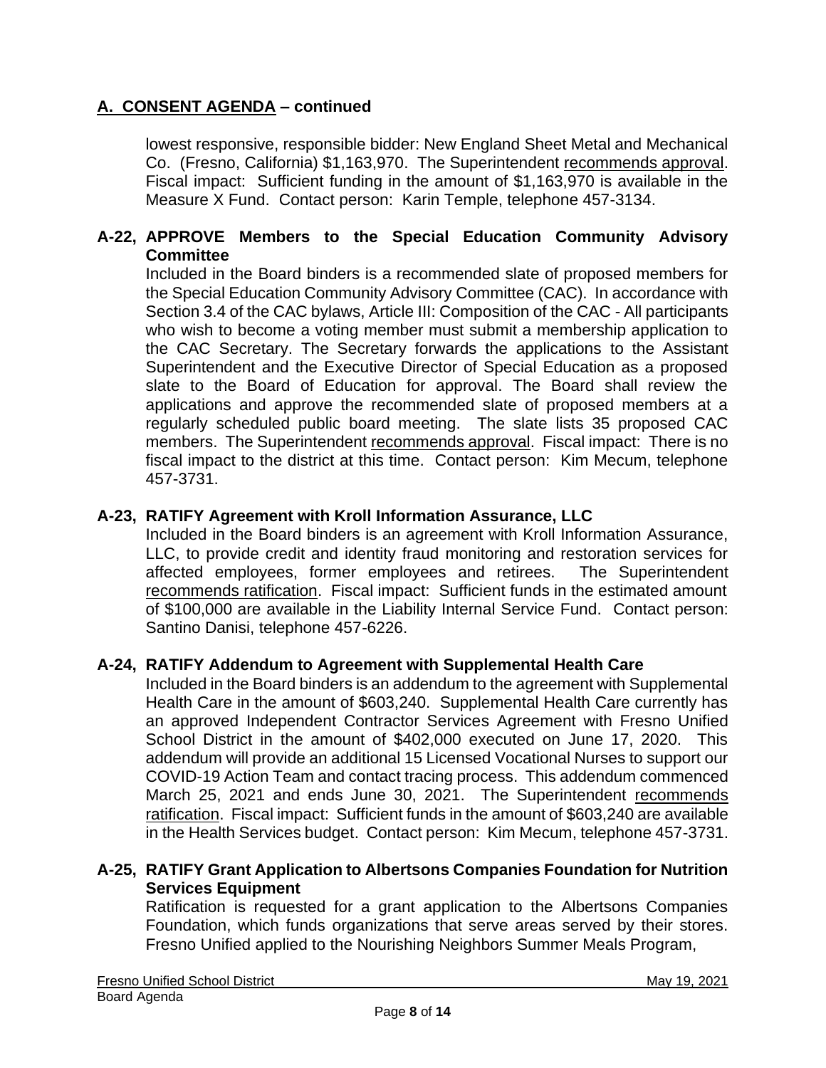## A. CONSENT AGENDA – continued

lowest responsive, responsible bidder: New England Sheet Metal and Mechanical Co. (Fresno, California) $1,163,970. The Superintendent recommends approval. Fiscal impact: Sufficient funding in the amount of $1,163,970 is available in the Measure X Fund. Contact person: Karin Temple, telephone 457-3134.

### A-22, APPROVE Members to the Special Education Community Advisory Committee

Included in the Board binders is a recommended slate of proposed members for the Special Education Community Advisory Committee (CAC). In accordance with Section 3.4 of the CAC bylaws, Article III: Composition of the CAC - All participants who wish to become a voting member must submit a membership application to the CAC Secretary. The Secretary forwards the applications to the Assistant Superintendent and the Executive Director of Special Education as a proposed slate to the Board of Education for approval. The Board shall review the applications and approve the recommended slate of proposed members at a regularly scheduled public board meeting. The slate lists 35 proposed CAC members. The Superintendent recommends approval. Fiscal impact: There is no fiscal impact to the district at this time. Contact person: Kim Mecum, telephone 457-3731.

### A-23, RATIFY Agreement with Kroll Information Assurance, LLC

Included in the Board binders is an agreement with Kroll Information Assurance, LLC, to provide credit and identity fraud monitoring and restoration services for affected employees, former employees and retirees. The Superintendent recommends ratification. Fiscal impact: Sufficient funds in the estimated amount of $100,000 are available in the Liability Internal Service Fund. Contact person: Santino Danisi, telephone 457-6226.

### A-24, RATIFY Addendum to Agreement with Supplemental Health Care

Included in the Board binders is an addendum to the agreement with Supplemental Health Care in the amount of $603,240. Supplemental Health Care currently has an approved Independent Contractor Services Agreement with Fresno Unified School District in the amount of $402,000 executed on June 17, 2020. This addendum will provide an additional 15 Licensed Vocational Nurses to support our COVID-19 Action Team and contact tracing process. This addendum commenced March 25, 2021 and ends June 30, 2021. The Superintendent recommends ratification. Fiscal impact: Sufficient funds in the amount of $603,240 are available in the Health Services budget. Contact person: Kim Mecum, telephone 457-3731.

### A-25, RATIFY Grant Application to Albertsons Companies Foundation for Nutrition Services Equipment

Ratification is requested for a grant application to the Albertsons Companies Foundation, which funds organizations that serve areas served by their stores. Fresno Unified applied to the Nourishing Neighbors Summer Meals Program,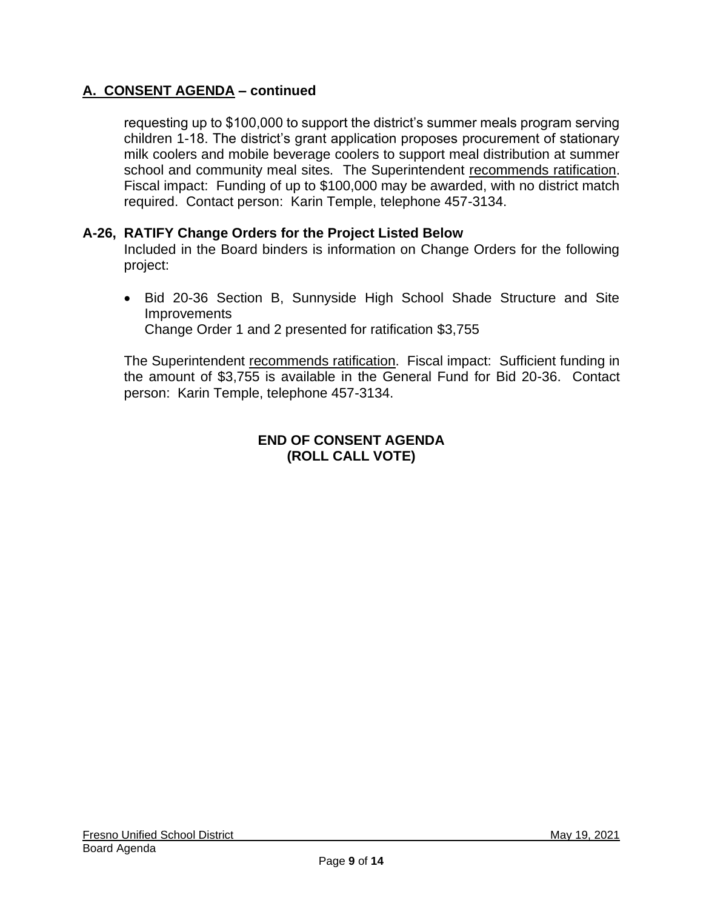## A. CONSENT AGENDA – continued

requesting up to $100,000 to support the district's summer meals program serving children 1-18. The district's grant application proposes procurement of stationary milk coolers and mobile beverage coolers to support meal distribution at summer school and community meal sites. The Superintendent recommends ratification. Fiscal impact: Funding of up to $100,000 may be awarded, with no district match required. Contact person: Karin Temple, telephone 457-3134.

### A-26, RATIFY Change Orders for the Project Listed Below

Included in the Board binders is information on Change Orders for the following project:

- Bid 20-36 Section B, Sunnyside High School Shade Structure and Site Improvements
  Change Order 1 and 2 presented for ratification $3,755

The Superintendent recommends ratification. Fiscal impact: Sufficient funding in the amount of $3,755 is available in the General Fund for Bid 20-36. Contact person: Karin Temple, telephone 457-3134.

**END OF CONSENT AGENDA**
**(ROLL CALL VOTE)**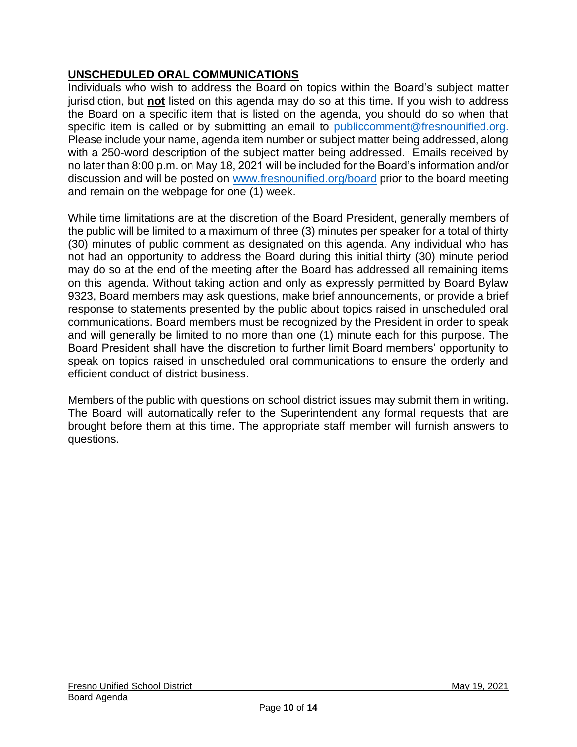## UNSCHEDULED ORAL COMMUNICATIONS

Individuals who wish to address the Board on topics within the Board's subject matter jurisdiction, but **not** listed on this agenda may do so at this time. If you wish to address the Board on a specific item that is listed on the agenda, you should do so when that specific item is called or by submitting an email to publiccomment@fresnounified.org. Please include your name, agenda item number or subject matter being addressed, along with a 250-word description of the subject matter being addressed. Emails received by no later than 8:00 p.m. on May 18, 2021 will be included for the Board's information and/or discussion and will be posted on www.fresnounified.org/board prior to the board meeting and remain on the webpage for one (1) week.

While time limitations are at the discretion of the Board President, generally members of the public will be limited to a maximum of three (3) minutes per speaker for a total of thirty (30) minutes of public comment as designated on this agenda. Any individual who has not had an opportunity to address the Board during this initial thirty (30) minute period may do so at the end of the meeting after the Board has addressed all remaining items on this agenda. Without taking action and only as expressly permitted by Board Bylaw 9323, Board members may ask questions, make brief announcements, or provide a brief response to statements presented by the public about topics raised in unscheduled oral communications. Board members must be recognized by the President in order to speak and will generally be limited to no more than one (1) minute each for this purpose. The Board President shall have the discretion to further limit Board members' opportunity to speak on topics raised in unscheduled oral communications to ensure the orderly and efficient conduct of district business.

Members of the public with questions on school district issues may submit them in writing. The Board will automatically refer to the Superintendent any formal requests that are brought before them at this time. The appropriate staff member will furnish answers to questions.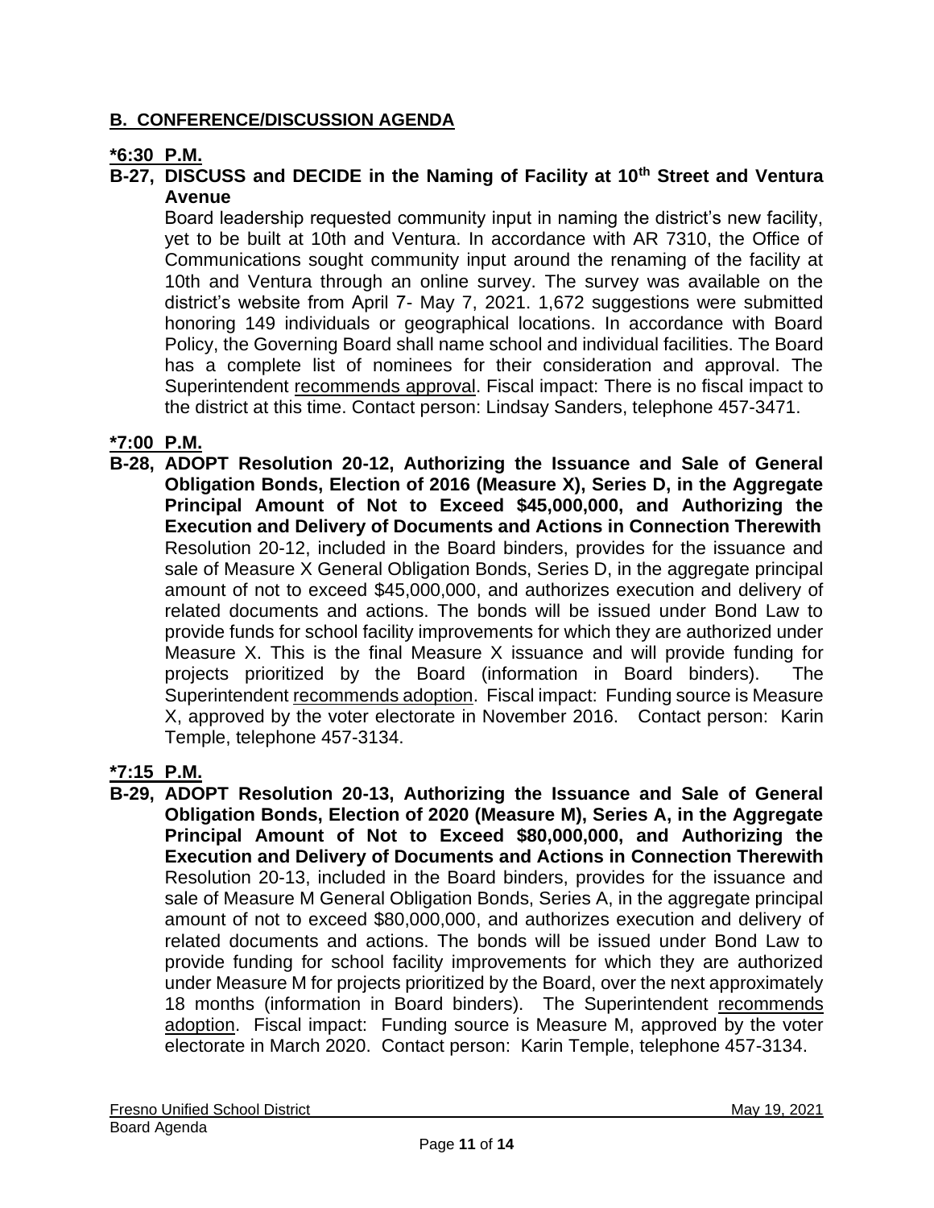## **B. CONFERENCE/DISCUSSION AGENDA**

**\*6:30 P.M.**

**B-27, DISCUSS and DECIDE in the Naming of Facility at 10th Street and Ventura Avenue**

Board leadership requested community input in naming the district's new facility, yet to be built at 10th and Ventura. In accordance with AR 7310, the Office of Communications sought community input around the renaming of the facility at 10th and Ventura through an online survey. The survey was available on the district's website from April 7- May 7, 2021. 1,672 suggestions were submitted honoring 149 individuals or geographical locations. In accordance with Board Policy, the Governing Board shall name school and individual facilities. The Board has a complete list of nominees for their consideration and approval. The Superintendent recommends approval. Fiscal impact: There is no fiscal impact to the district at this time. Contact person: Lindsay Sanders, telephone 457-3471.

**\*7:00 P.M.**

**B-28, ADOPT Resolution 20-12, Authorizing the Issuance and Sale of General Obligation Bonds, Election of 2016 (Measure X), Series D, in the Aggregate Principal Amount of Not to Exceed $45,000,000, and Authorizing the Execution and Delivery of Documents and Actions in Connection Therewith**

Resolution 20-12, included in the Board binders, provides for the issuance and sale of Measure X General Obligation Bonds, Series D, in the aggregate principal amount of not to exceed $45,000,000, and authorizes execution and delivery of related documents and actions. The bonds will be issued under Bond Law to provide funds for school facility improvements for which they are authorized under Measure X. This is the final Measure X issuance and will provide funding for projects prioritized by the Board (information in Board binders). The Superintendent recommends adoption. Fiscal impact: Funding source is Measure X, approved by the voter electorate in November 2016. Contact person: Karin Temple, telephone 457-3134.

**\*7:15 P.M.**

**B-29, ADOPT Resolution 20-13, Authorizing the Issuance and Sale of General Obligation Bonds, Election of 2020 (Measure M), Series A, in the Aggregate Principal Amount of Not to Exceed $80,000,000, and Authorizing the Execution and Delivery of Documents and Actions in Connection Therewith**

Resolution 20-13, included in the Board binders, provides for the issuance and sale of Measure M General Obligation Bonds, Series A, in the aggregate principal amount of not to exceed $80,000,000, and authorizes execution and delivery of related documents and actions. The bonds will be issued under Bond Law to provide funding for school facility improvements for which they are authorized under Measure M for projects prioritized by the Board, over the next approximately 18 months (information in Board binders). The Superintendent recommends adoption. Fiscal impact: Funding source is Measure M, approved by the voter electorate in March 2020. Contact person: Karin Temple, telephone 457-3134.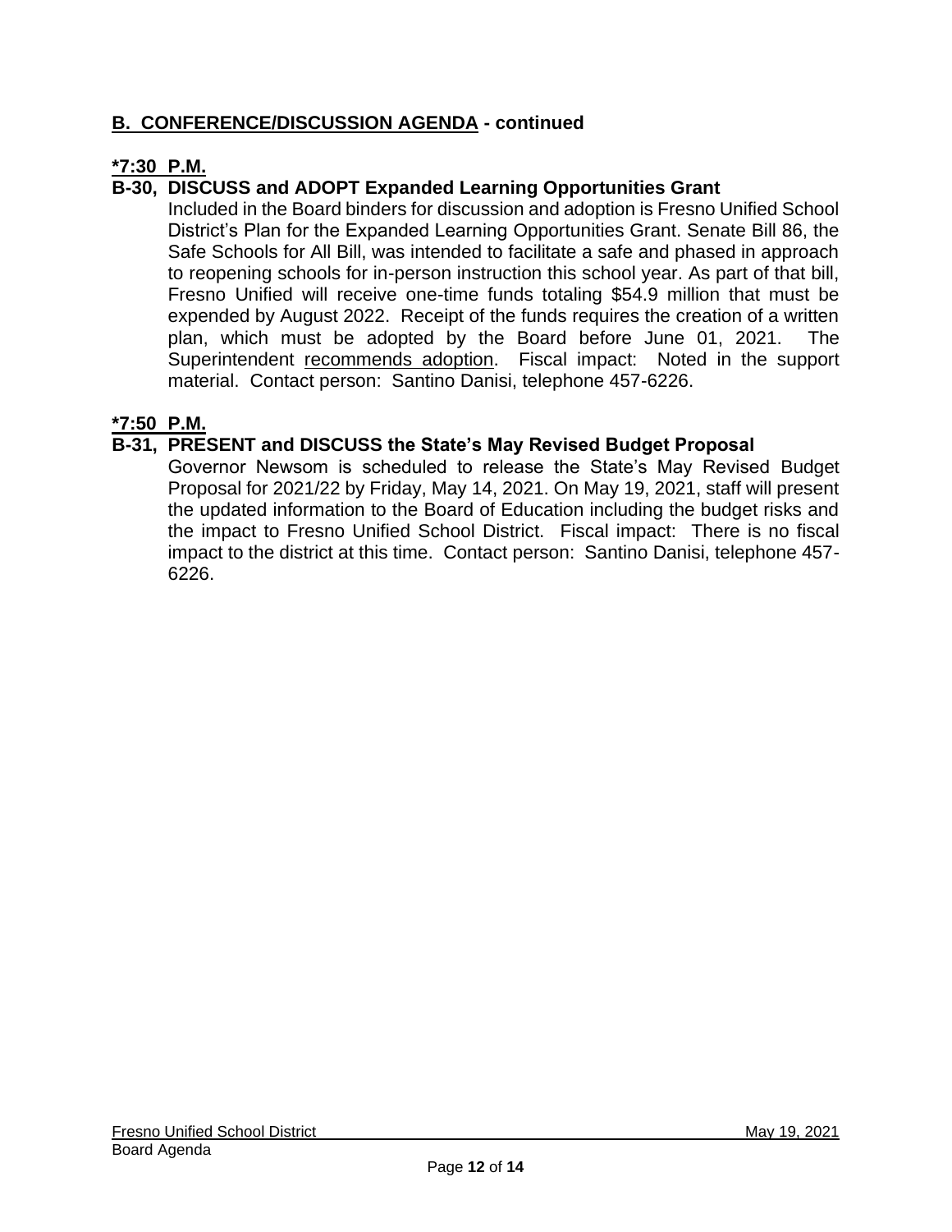## B. CONFERENCE/DISCUSSION AGENDA - continued

**\*7:30 P.M.**

**B-30, DISCUSS and ADOPT Expanded Learning Opportunities Grant**

Included in the Board binders for discussion and adoption is Fresno Unified School District's Plan for the Expanded Learning Opportunities Grant. Senate Bill 86, the Safe Schools for All Bill, was intended to facilitate a safe and phased in approach to reopening schools for in-person instruction this school year. As part of that bill, Fresno Unified will receive one-time funds totaling $54.9 million that must be expended by August 2022. Receipt of the funds requires the creation of a written plan, which must be adopted by the Board before June 01, 2021. The Superintendent recommends adoption. Fiscal impact: Noted in the support material. Contact person: Santino Danisi, telephone 457-6226.

**\*7:50 P.M.**

**B-31, PRESENT and DISCUSS the State's May Revised Budget Proposal**

Governor Newsom is scheduled to release the State's May Revised Budget Proposal for 2021/22 by Friday, May 14, 2021. On May 19, 2021, staff will present the updated information to the Board of Education including the budget risks and the impact to Fresno Unified School District. Fiscal impact: There is no fiscal impact to the district at this time. Contact person: Santino Danisi, telephone 457-6226.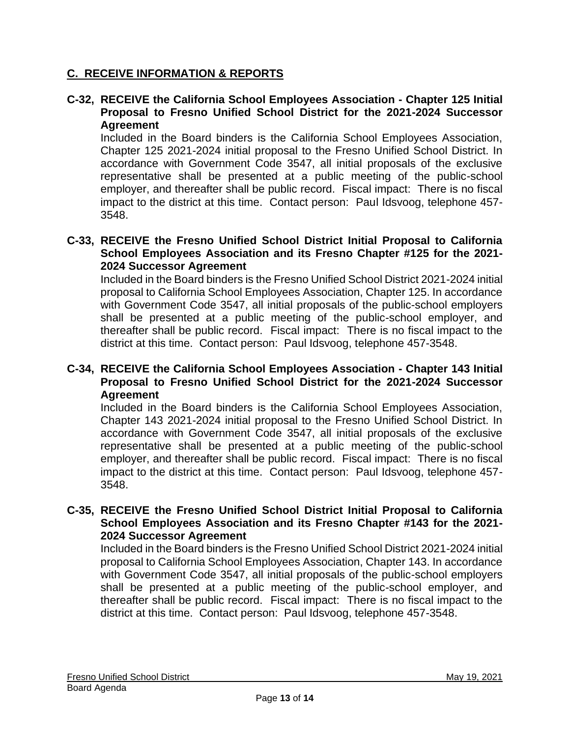## C. RECEIVE INFORMATION & REPORTS

**C-32, RECEIVE the California School Employees Association - Chapter 125 Initial Proposal to Fresno Unified School District for the 2021-2024 Successor Agreement**

Included in the Board binders is the California School Employees Association, Chapter 125 2021-2024 initial proposal to the Fresno Unified School District. In accordance with Government Code 3547, all initial proposals of the exclusive representative shall be presented at a public meeting of the public-school employer, and thereafter shall be public record. Fiscal impact: There is no fiscal impact to the district at this time. Contact person: Paul Idsvoog, telephone 457-3548.

**C-33, RECEIVE the Fresno Unified School District Initial Proposal to California School Employees Association and its Fresno Chapter #125 for the 2021-2024 Successor Agreement**

Included in the Board binders is the Fresno Unified School District 2021-2024 initial proposal to California School Employees Association, Chapter 125. In accordance with Government Code 3547, all initial proposals of the public-school employers shall be presented at a public meeting of the public-school employer, and thereafter shall be public record. Fiscal impact: There is no fiscal impact to the district at this time. Contact person: Paul Idsvoog, telephone 457-3548.

**C-34, RECEIVE the California School Employees Association - Chapter 143 Initial Proposal to Fresno Unified School District for the 2021-2024 Successor Agreement**

Included in the Board binders is the California School Employees Association, Chapter 143 2021-2024 initial proposal to the Fresno Unified School District. In accordance with Government Code 3547, all initial proposals of the exclusive representative shall be presented at a public meeting of the public-school employer, and thereafter shall be public record. Fiscal impact: There is no fiscal impact to the district at this time. Contact person: Paul Idsvoog, telephone 457-3548.

**C-35, RECEIVE the Fresno Unified School District Initial Proposal to California School Employees Association and its Fresno Chapter #143 for the 2021-2024 Successor Agreement**

Included in the Board binders is the Fresno Unified School District 2021-2024 initial proposal to California School Employees Association, Chapter 143. In accordance with Government Code 3547, all initial proposals of the public-school employers shall be presented at a public meeting of the public-school employer, and thereafter shall be public record. Fiscal impact: There is no fiscal impact to the district at this time. Contact person: Paul Idsvoog, telephone 457-3548.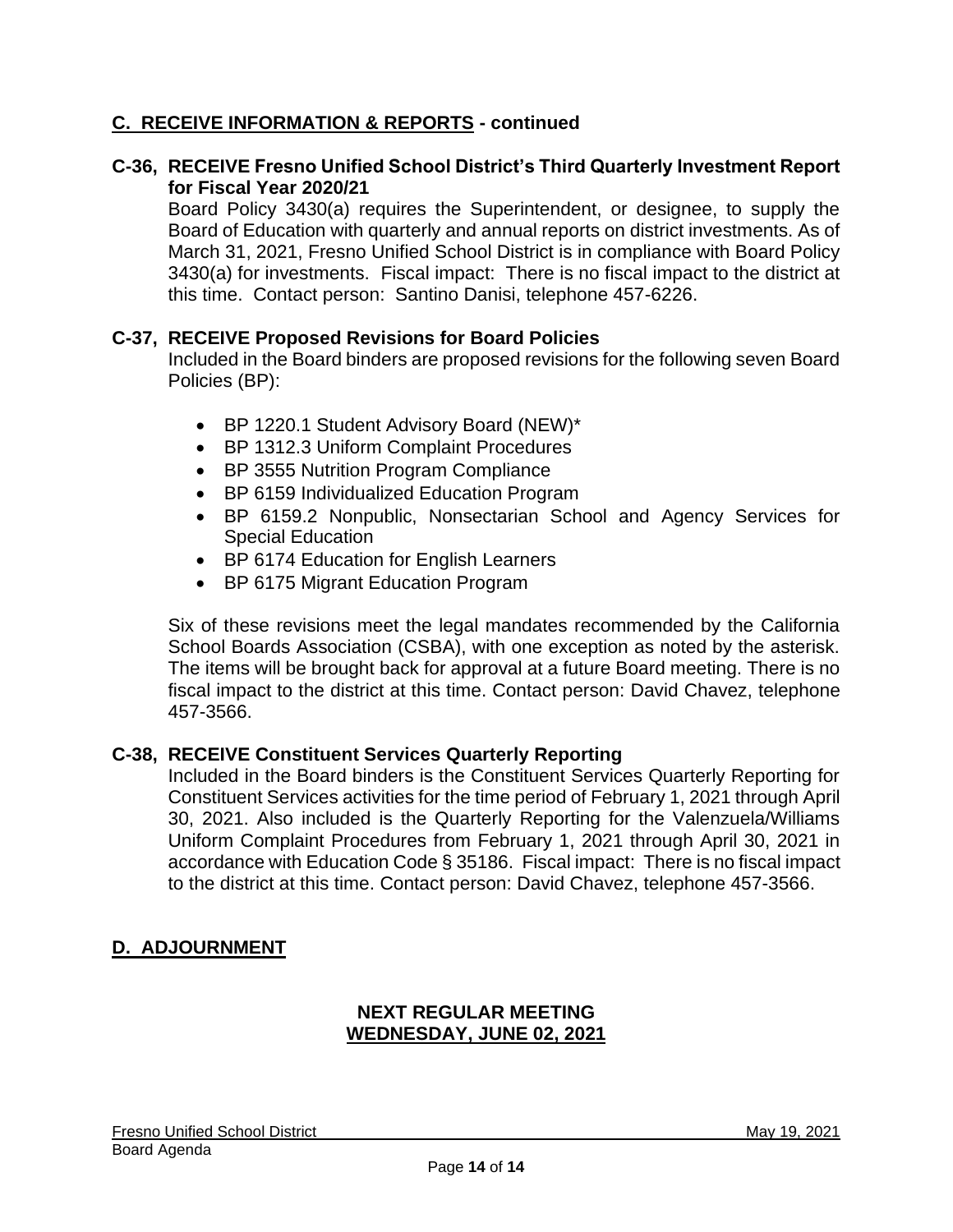## C. RECEIVE INFORMATION & REPORTS - continued

**C-36, RECEIVE Fresno Unified School District's Third Quarterly Investment Report for Fiscal Year 2020/21**

Board Policy 3430(a) requires the Superintendent, or designee, to supply the Board of Education with quarterly and annual reports on district investments. As of March 31, 2021, Fresno Unified School District is in compliance with Board Policy 3430(a) for investments. Fiscal impact: There is no fiscal impact to the district at this time. Contact person: Santino Danisi, telephone 457-6226.

**C-37, RECEIVE Proposed Revisions for Board Policies**

Included in the Board binders are proposed revisions for the following seven Board Policies (BP):

- BP 1220.1 Student Advisory Board (NEW)*
- BP 1312.3 Uniform Complaint Procedures
- BP 3555 Nutrition Program Compliance
- BP 6159 Individualized Education Program
- BP 6159.2 Nonpublic, Nonsectarian School and Agency Services for Special Education
- BP 6174 Education for English Learners
- BP 6175 Migrant Education Program

Six of these revisions meet the legal mandates recommended by the California School Boards Association (CSBA), with one exception as noted by the asterisk. The items will be brought back for approval at a future Board meeting. There is no fiscal impact to the district at this time. Contact person: David Chavez, telephone 457-3566.

**C-38, RECEIVE Constituent Services Quarterly Reporting**

Included in the Board binders is the Constituent Services Quarterly Reporting for Constituent Services activities for the time period of February 1, 2021 through April 30, 2021. Also included is the Quarterly Reporting for the Valenzuela/Williams Uniform Complaint Procedures from February 1, 2021 through April 30, 2021 in accordance with Education Code § 35186. Fiscal impact: There is no fiscal impact to the district at this time. Contact person: David Chavez, telephone 457-3566.

## D. ADJOURNMENT

**NEXT REGULAR MEETING**
**WEDNESDAY, JUNE 02, 2021**